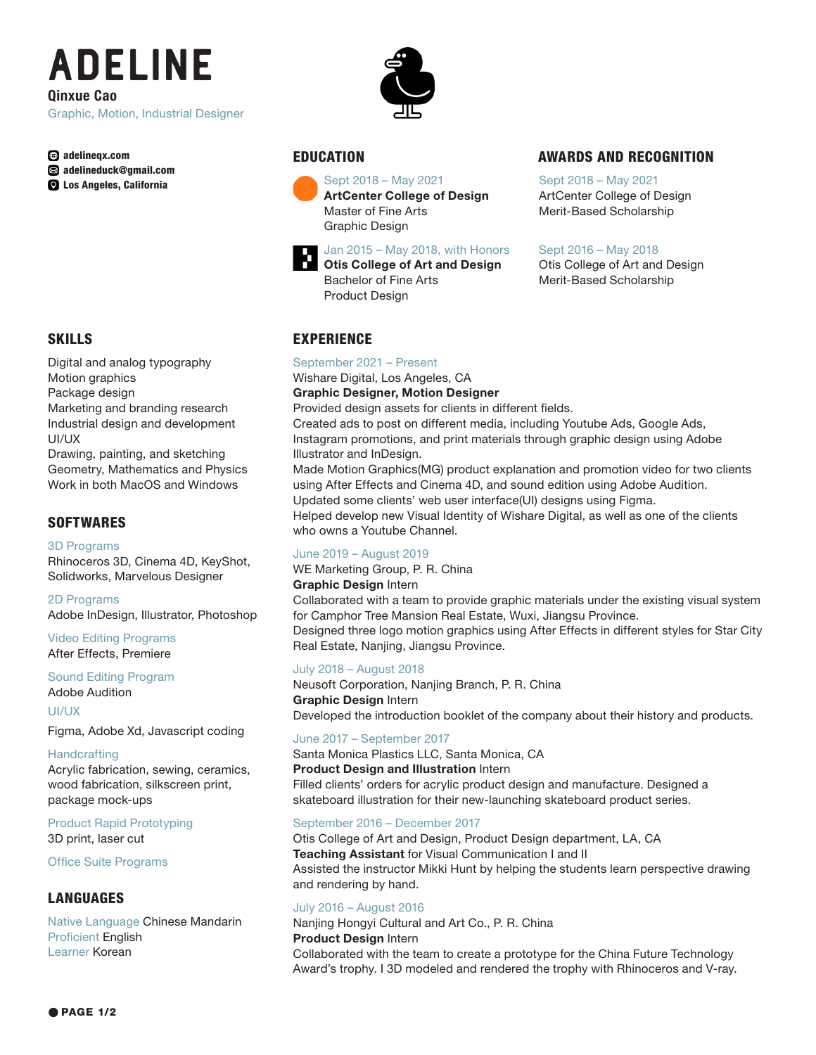# ADELINE

**Qinxue Cao**

Graphic, Motion, Industrial Designer

- adelineqx.com
- adelineduck@gmail.com
- Los Angeles, California

## EDUCATION

Sept 2018 – May 2021
**ArtCenter College of Design**
Master of Fine Arts
Graphic Design

Jan 2015 – May 2018, with Honors
**Otis College of Art and Design**
Bachelor of Fine Arts
Product Design

## AWARDS AND RECOGNITION

Sept 2018 – May 2021
ArtCenter College of Design
Merit-Based Scholarship

Sept 2016 – May 2018
Otis College of Art and Design
Merit-Based Scholarship

## SKILLS

Digital and analog typography
Motion graphics
Package design
Marketing and branding research
Industrial design and development
UI/UX
Drawing, painting, and sketching
Geometry, Mathematics and Physics
Work in both MacOS and Windows

## SOFTWARES

3D Programs
Rhinoceros 3D, Cinema 4D, KeyShot, Solidworks, Marvelous Designer

2D Programs
Adobe InDesign, Illustrator, Photoshop

Video Editing Programs
After Effects, Premiere

Sound Editing Program
Adobe Audition

UI/UX
Figma, Adobe Xd, Javascript coding

Handcrafting
Acrylic fabrication, sewing, ceramics, wood fabrication, silkscreen print, package mock-ups

Product Rapid Prototyping
3D print, laser cut

Office Suite Programs

## LANGUAGES

Native Language Chinese Mandarin
Proficient English
Learner Korean

## EXPERIENCE

September 2021 – Present
Wishare Digital, Los Angeles, CA
**Graphic Designer, Motion Designer**
Provided design assets for clients in different fields.
Created ads to post on different media, including Youtube Ads, Google Ads, Instagram promotions, and print materials through graphic design using Adobe Illustrator and InDesign.
Made Motion Graphics(MG) product explanation and promotion video for two clients using After Effects and Cinema 4D, and sound edition using Adobe Audition.
Updated some clients' web user interface(UI) designs using Figma.
Helped develop new Visual Identity of Wishare Digital, as well as one of the clients who owns a Youtube Channel.

June 2019 – August 2019
WE Marketing Group, P. R. China
**Graphic Design** Intern
Collaborated with a team to provide graphic materials under the existing visual system for Camphor Tree Mansion Real Estate, Wuxi, Jiangsu Province.
Designed three logo motion graphics using After Effects in different styles for Star City Real Estate, Nanjing, Jiangsu Province.

July 2018 – August 2018
Neusoft Corporation, Nanjing Branch, P. R. China
**Graphic Design** Intern
Developed the introduction booklet of the company about their history and products.

June 2017 – September 2017
Santa Monica Plastics LLC, Santa Monica, CA
**Product Design and Illustration** Intern
Filled clients' orders for acrylic product design and manufacture. Designed a skateboard illustration for their new-launching skateboard product series.

September 2016 – December 2017
Otis College of Art and Design, Product Design department, LA, CA
**Teaching Assistant** for Visual Communication I and II
Assisted the instructor Mikki Hunt by helping the students learn perspective drawing and rendering by hand.

July 2016 – August 2016
Nanjing Hongyi Cultural and Art Co., P. R. China
**Product Design** Intern
Collaborated with the team to create a prototype for the China Future Technology Award's trophy. I 3D modeled and rendered the trophy with Rhinoceros and V-ray.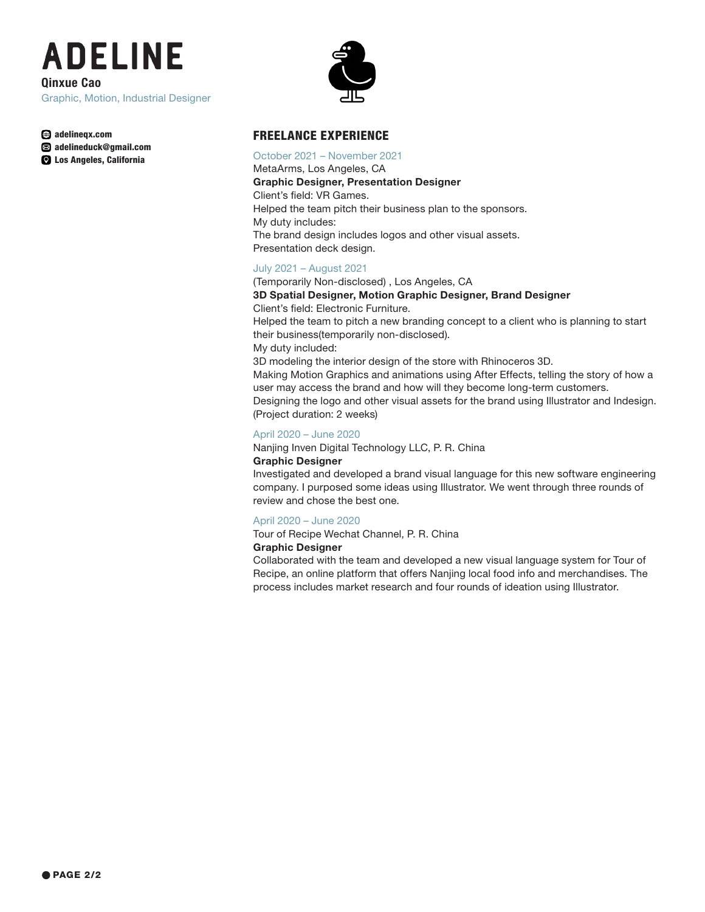# ADELINE

**Qinxue Cao**

Graphic, Motion, Industrial Designer

**adelineqx.com**
**adelineduck@gmail.com**
**Los Angeles, California**

## FREELANCE EXPERIENCE

October 2021 – November 2021
MetaArms, Los Angeles, CA
**Graphic Designer, Presentation Designer**
Client's field: VR Games.
Helped the team pitch their business plan to the sponsors.
My duty includes:
The brand design includes logos and other visual assets.
Presentation deck design.

July 2021 – August 2021
(Temporarily Non-disclosed) , Los Angeles, CA
**3D Spatial Designer, Motion Graphic Designer, Brand Designer**
Client's field: Electronic Furniture.
Helped the team to pitch a new branding concept to a client who is planning to start their business(temporarily non-disclosed).
My duty included:
3D modeling the interior design of the store with Rhinoceros 3D.
Making Motion Graphics and animations using After Effects, telling the story of how a user may access the brand and how will they become long-term customers.
Designing the logo and other visual assets for the brand using Illustrator and Indesign.
(Project duration: 2 weeks)

April 2020 – June 2020
Nanjing Inven Digital Technology LLC, P. R. China
**Graphic Designer**
Investigated and developed a brand visual language for this new software engineering company. I purposed some ideas using Illustrator. We went through three rounds of review and chose the best one.

April 2020 – June 2020
Tour of Recipe Wechat Channel, P. R. China
**Graphic Designer**
Collaborated with the team and developed a new visual language system for Tour of Recipe, an online platform that offers Nanjing local food info and merchandises. The process includes market research and four rounds of ideation using Illustrator.